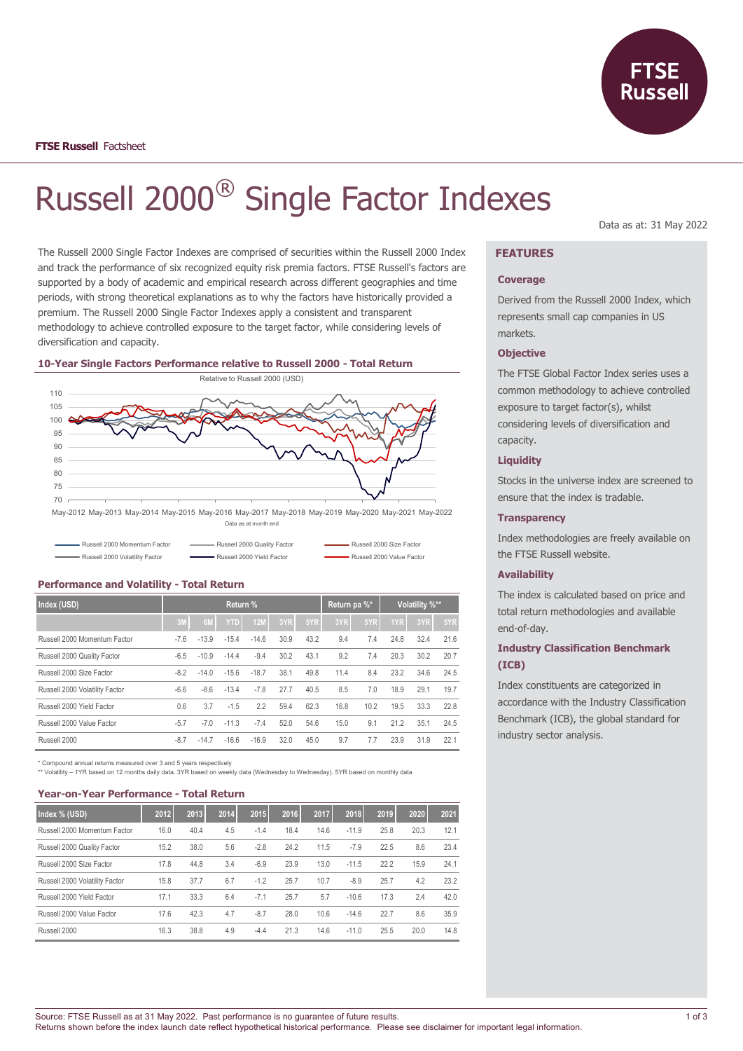**FTSE Russell** Factsheet

# Russell 2000® Single Factor Indexes

Data as at: 31 May 2022

The Russell 2000 Single Factor Indexes are comprised of securities within the Russell 2000 Index and track the performance of six recognized equity risk premia factors. FTSE Russell's factors are supported by a body of academic and empirical research across different geographies and time periods, with strong theoretical explanations as to why the factors have historically provided a premium. The Russell 2000 Single Factor Indexes apply a consistent and transparent methodology to achieve controlled exposure to the target factor, while considering levels of diversification and capacity.

### 10-Year Single Factors Performance relative to Russell 2000 - Total Return

Relative to Russell 2000 (USD)

Data as at month end

Russell 2000 Momentum Factor, Russell 2000 Quality Factor, Russell 2000 Size Factor, Russell 2000 Volatility Factor, Russell 2000 Yield Factor, Russell 2000 Value Factor

### Performance and Volatility - Total Return

| Index (USD) | Return % | | | | | | Return pa %* | | Volatility %** | | |
|---|---|---|---|---|---|---|---|---|---|---|---|
| | 3M | 6M | YTD | 12M | 3YR | 5YR | 3YR | 5YR | 1YR | 3YR | 5YR |
| Russell 2000 Momentum Factor | -7.6 | -13.9 | -15.4 | -14.6 | 30.9 | 43.2 | 9.4 | 7.4 | 24.8 | 32.4 | 21.6 |
| Russell 2000 Quality Factor | -6.5 | -10.9 | -14.4 | -9.4 | 30.2 | 43.1 | 9.2 | 7.4 | 20.3 | 30.2 | 20.7 |
| Russell 2000 Size Factor | -8.2 | -14.0 | -15.6 | -18.7 | 38.1 | 49.8 | 11.4 | 8.4 | 23.2 | 34.6 | 24.5 |
| Russell 2000 Volatility Factor | -6.6 | -8.6 | -13.4 | -7.8 | 27.7 | 40.5 | 8.5 | 7.0 | 18.9 | 29.1 | 19.7 |
| Russell 2000 Yield Factor | 0.6 | 3.7 | -1.5 | 2.2 | 59.4 | 62.3 | 16.8 | 10.2 | 19.5 | 33.3 | 22.8 |
| Russell 2000 Value Factor | -5.7 | -7.0 | -11.3 | -7.4 | 52.0 | 54.6 | 15.0 | 9.1 | 21.2 | 35.1 | 24.5 |
| Russell 2000 | -8.7 | -14.7 | -16.6 | -16.9 | 32.0 | 45.0 | 9.7 | 7.7 | 23.9 | 31.9 | 22.1 |

\* Compound annual returns measured over 3 and 5 years respectively

\*\* Volatility – 1YR based on 12 months daily data. 3YR based on weekly data (Wednesday to Wednesday). 5YR based on monthly data

### Year-on-Year Performance - Total Return

| Index % (USD) | 2012 | 2013 | 2014 | 2015 | 2016 | 2017 | 2018 | 2019 | 2020 | 2021 |
|---|---|---|---|---|---|---|---|---|---|---|
| Russell 2000 Momentum Factor | 16.0 | 40.4 | 4.5 | -1.4 | 18.4 | 14.6 | -11.9 | 25.8 | 20.3 | 12.1 |
| Russell 2000 Quality Factor | 15.2 | 38.0 | 5.6 | -2.8 | 24.2 | 11.5 | -7.9 | 22.5 | 8.6 | 23.4 |
| Russell 2000 Size Factor | 17.8 | 44.8 | 3.4 | -6.9 | 23.9 | 13.0 | -11.5 | 22.2 | 15.9 | 24.1 |
| Russell 2000 Volatility Factor | 15.8 | 37.7 | 6.7 | -1.2 | 25.7 | 10.7 | -8.9 | 25.7 | 4.2 | 23.2 |
| Russell 2000 Yield Factor | 17.1 | 33.3 | 6.4 | -7.1 | 25.7 | 5.7 | -10.6 | 17.3 | 2.4 | 42.0 |
| Russell 2000 Value Factor | 17.6 | 42.3 | 4.7 | -8.7 | 28.0 | 10.6 | -14.6 | 22.7 | 8.6 | 35.9 |
| Russell 2000 | 16.3 | 38.8 | 4.9 | -4.4 | 21.3 | 14.6 | -11.0 | 25.5 | 20.0 | 14.8 |

## FEATURES

### Coverage

Derived from the Russell 2000 Index, which represents small cap companies in US markets.

### Objective

The FTSE Global Factor Index series uses a common methodology to achieve controlled exposure to target factor(s), whilst considering levels of diversification and capacity.

### Liquidity

Stocks in the universe index are screened to ensure that the index is tradable.

### Transparency

Index methodologies are freely available on the FTSE Russell website.

### Availability

The index is calculated based on price and total return methodologies and available end-of-day.

### Industry Classification Benchmark (ICB)

Index constituents are categorized in accordance with the Industry Classification Benchmark (ICB), the global standard for industry sector analysis.

Source: FTSE Russell as at 31 May 2022. Past performance is no guarantee of future results.
Returns shown before the index launch date reflect hypothetical historical performance. Please see disclaimer for important legal information.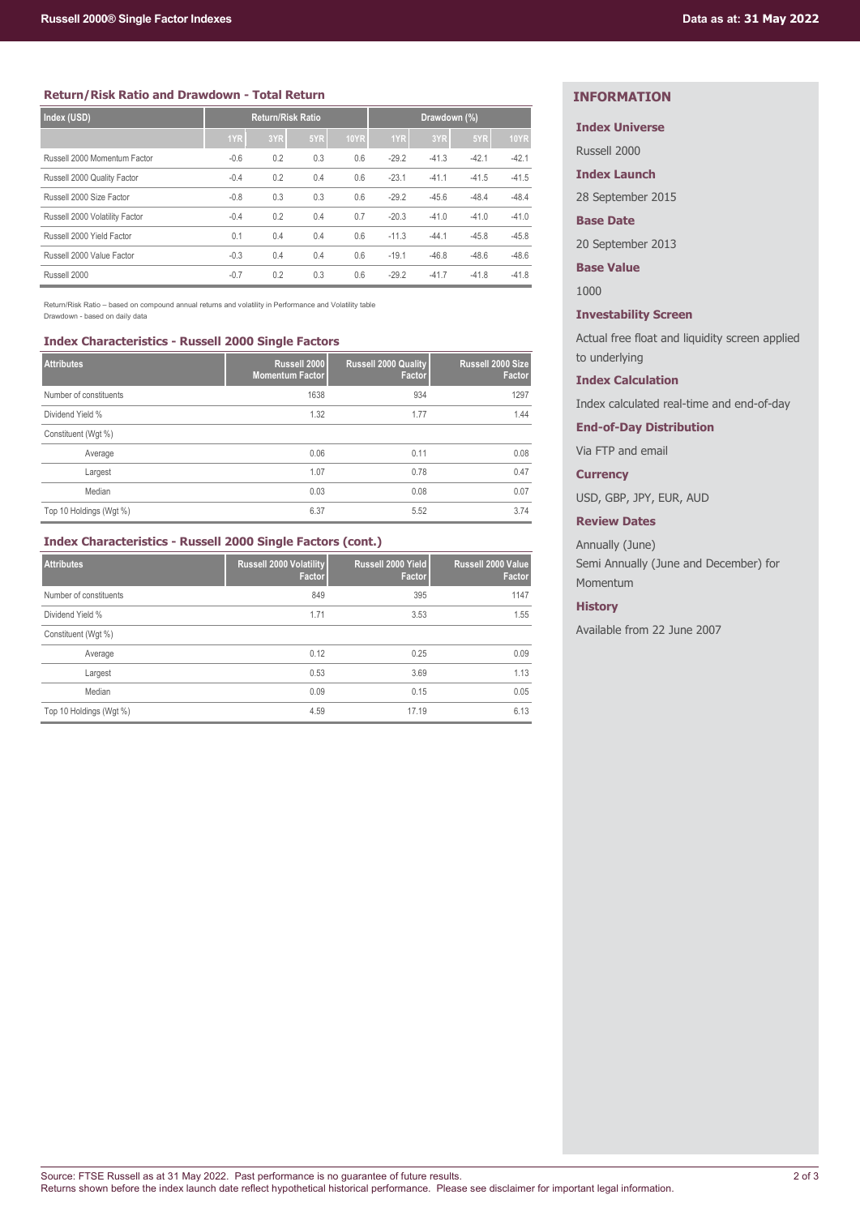## Return/Risk Ratio and Drawdown - Total Return

| Index (USD) | Return/Risk Ratio | | | | Drawdown (%) | | | |
|---|---|---|---|---|---|---|---|---|
| | 1YR | 3YR | 5YR | 10YR | 1YR | 3YR | 5YR | 10YR |
| Russell 2000 Momentum Factor | -0.6 | 0.2 | 0.3 | 0.6 | -29.2 | -41.3 | -42.1 | -42.1 |
| Russell 2000 Quality Factor | -0.4 | 0.2 | 0.4 | 0.6 | -23.1 | -41.1 | -41.5 | -41.5 |
| Russell 2000 Size Factor | -0.8 | 0.3 | 0.3 | 0.6 | -29.2 | -45.6 | -48.4 | -48.4 |
| Russell 2000 Volatility Factor | -0.4 | 0.2 | 0.4 | 0.7 | -20.3 | -41.0 | -41.0 | -41.0 |
| Russell 2000 Yield Factor | 0.1 | 0.4 | 0.4 | 0.6 | -11.3 | -44.1 | -45.8 | -45.8 |
| Russell 2000 Value Factor | -0.3 | 0.4 | 0.4 | 0.6 | -19.1 | -46.8 | -48.6 | -48.6 |
| Russell 2000 | -0.7 | 0.2 | 0.3 | 0.6 | -29.2 | -41.7 | -41.8 | -41.8 |

Return/Risk Ratio – based on compound annual returns and volatility in Performance and Volatility table
Drawdown - based on daily data

## Index Characteristics - Russell 2000 Single Factors

| Attributes | Russell 2000 Momentum Factor | Russell 2000 Quality Factor | Russell 2000 Size Factor |
|---|---|---|---|
| Number of constituents | 1638 | 934 | 1297 |
| Dividend Yield % | 1.32 | 1.77 | 1.44 |
| Constituent (Wgt %) | | | |
| Average | 0.06 | 0.11 | 0.08 |
| Largest | 1.07 | 0.78 | 0.47 |
| Median | 0.03 | 0.08 | 0.07 |
| Top 10 Holdings (Wgt %) | 6.37 | 5.52 | 3.74 |

## Index Characteristics - Russell 2000 Single Factors (cont.)

| Attributes | Russell 2000 Volatility Factor | Russell 2000 Yield Factor | Russell 2000 Value Factor |
|---|---|---|---|
| Number of constituents | 849 | 395 | 1147 |
| Dividend Yield % | 1.71 | 3.53 | 1.55 |
| Constituent (Wgt %) | | | |
| Average | 0.12 | 0.25 | 0.09 |
| Largest | 0.53 | 3.69 | 1.13 |
| Median | 0.09 | 0.15 | 0.05 |
| Top 10 Holdings (Wgt %) | 4.59 | 17.19 | 6.13 |

## INFORMATION

### Index Universe
Russell 2000

### Index Launch
28 September 2015

### Base Date
20 September 2013

### Base Value
1000

### Investability Screen
Actual free float and liquidity screen applied to underlying

### Index Calculation
Index calculated real-time and end-of-day

### End-of-Day Distribution
Via FTP and email

### Currency
USD, GBP, JPY, EUR, AUD

### Review Dates
Annually (June)
Semi Annually (June and December) for Momentum

### History
Available from 22 June 2007

Source: FTSE Russell as at 31 May 2022. Past performance is no guarantee of future results.
Returns shown before the index launch date reflect hypothetical historical performance. Please see disclaimer for important legal information.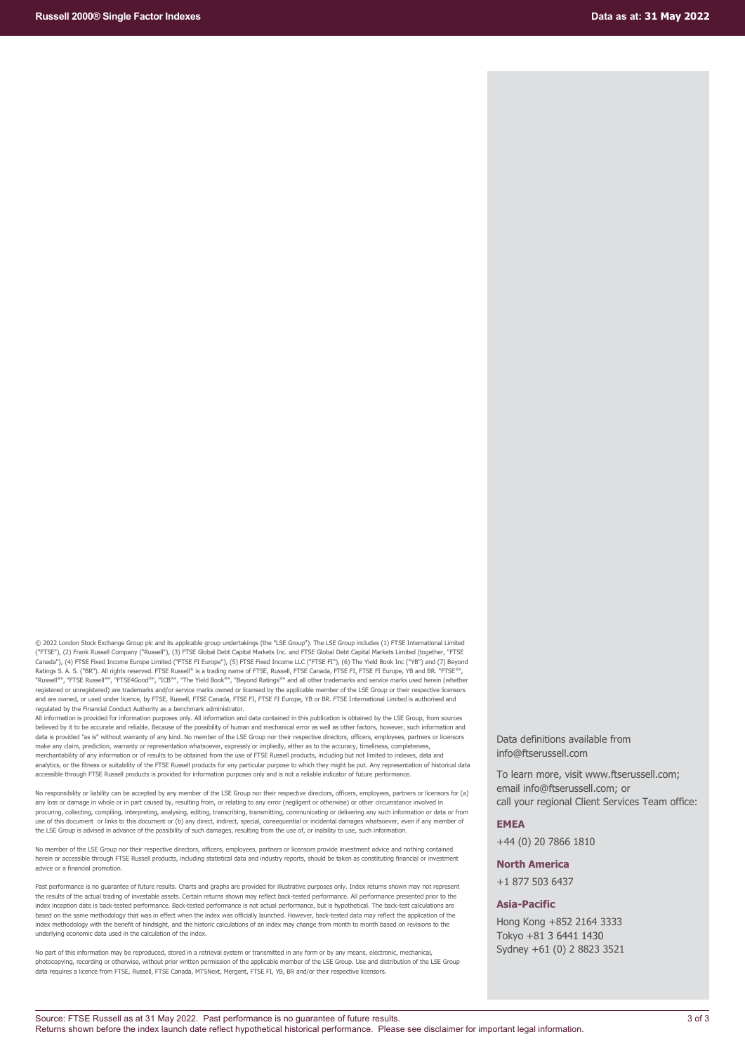© 2022 London Stock Exchange Group plc and its applicable group undertakings (the "LSE Group"). The LSE Group includes (1) FTSE International Limited ("FTSE"), (2) Frank Russell Company ("Russell"), (3) FTSE Global Debt Capital Markets Inc. and FTSE Global Debt Capital Markets Limited (together, "FTSE Canada"), (4) FTSE Fixed Income Europe Limited ("FTSE FI Europe"), (5) FTSE Fixed Income LLC ("FTSE FI"), (6) The Yield Book Inc ("YB") and (7) Beyond Ratings S. A. S. ("BR"). All rights reserved. FTSE Russell® is a trading name of FTSE, Russell, FTSE Canada, FTSE FI, FTSE FI Europe, YB and BR. "FTSE®", "Russell®", "FTSE Russell®", "FTSE4Good®", "ICB®", "The Yield Book®", "Beyond Ratings®" and all other trademarks and service marks used herein (whether registered or unregistered) are trademarks and/or service marks owned or licensed by the applicable member of the LSE Group or their respective licensors and are owned, or used under licence, by FTSE, Russell, FTSE Canada, FTSE FI, FTSE FI Europe, YB or BR. FTSE International Limited is authorised and regulated by the Financial Conduct Authority as a benchmark administrator.

All information is provided for information purposes only. All information and data contained in this publication is obtained by the LSE Group, from sources believed by it to be accurate and reliable. Because of the possibility of human and mechanical error as well as other factors, however, such information and data is provided "as is" without warranty of any kind. No member of the LSE Group nor their respective directors, officers, employees, partners or licensors make any claim, prediction, warranty or representation whatsoever, expressly or impliedly, either as to the accuracy, timeliness, completeness, merchantability of any information or of results to be obtained from the use of FTSE Russell products, including but not limited to indexes, data and analytics, or the fitness or suitability of the FTSE Russell products for any particular purpose to which they might be put. Any representation of historical data accessible through FTSE Russell products is provided for information purposes only and is not a reliable indicator of future performance.

No responsibility or liability can be accepted by any member of the LSE Group nor their respective directors, officers, employees, partners or licensors for (a) any loss or damage in whole or in part caused by, resulting from, or relating to any error (negligent or otherwise) or other circumstance involved in procuring, collecting, compiling, interpreting, analysing, editing, transcribing, transmitting, communicating or delivering any such information or data or from use of this document or links to this document or (b) any direct, indirect, special, consequential or incidental damages whatsoever, even if any member of the LSE Group is advised in advance of the possibility of such damages, resulting from the use of, or inability to use, such information.

No member of the LSE Group nor their respective directors, officers, employees, partners or licensors provide investment advice and nothing contained herein or accessible through FTSE Russell products, including statistical data and industry reports, should be taken as constituting financial or investment advice or a financial promotion.

Past performance is no guarantee of future results. Charts and graphs are provided for illustrative purposes only. Index returns shown may not represent the results of the actual trading of investable assets. Certain returns shown may reflect back-tested performance. All performance presented prior to the index inception date is back-tested performance. Back-tested performance is not actual performance, but is hypothetical. The back-test calculations are based on the same methodology that was in effect when the index was officially launched. However, back-tested data may reflect the application of the index methodology with the benefit of hindsight, and the historic calculations of an index may change from month to month based on revisions to the underlying economic data used in the calculation of the index.

No part of this information may be reproduced, stored in a retrieval system or transmitted in any form or by any means, electronic, mechanical, photocopying, recording or otherwise, without prior written permission of the applicable member of the LSE Group. Use and distribution of the LSE Group data requires a licence from FTSE, Russell, FTSE Canada, MTSNext, Mergent, FTSE FI, YB, BR and/or their respective licensors.

Data definitions available from info@ftserussell.com

To learn more, visit www.ftserussell.com; email info@ftserussell.com; or call your regional Client Services Team office:

**EMEA**

+44 (0) 20 7866 1810

**North America**

+1 877 503 6437

**Asia-Pacific**

Hong Kong +852 2164 3333
Tokyo +81 3 6441 1430
Sydney +61 (0) 2 8823 3521

Source: FTSE Russell as at 31 May 2022. Past performance is no guarantee of future results.
Returns shown before the index launch date reflect hypothetical historical performance. Please see disclaimer for important legal information.